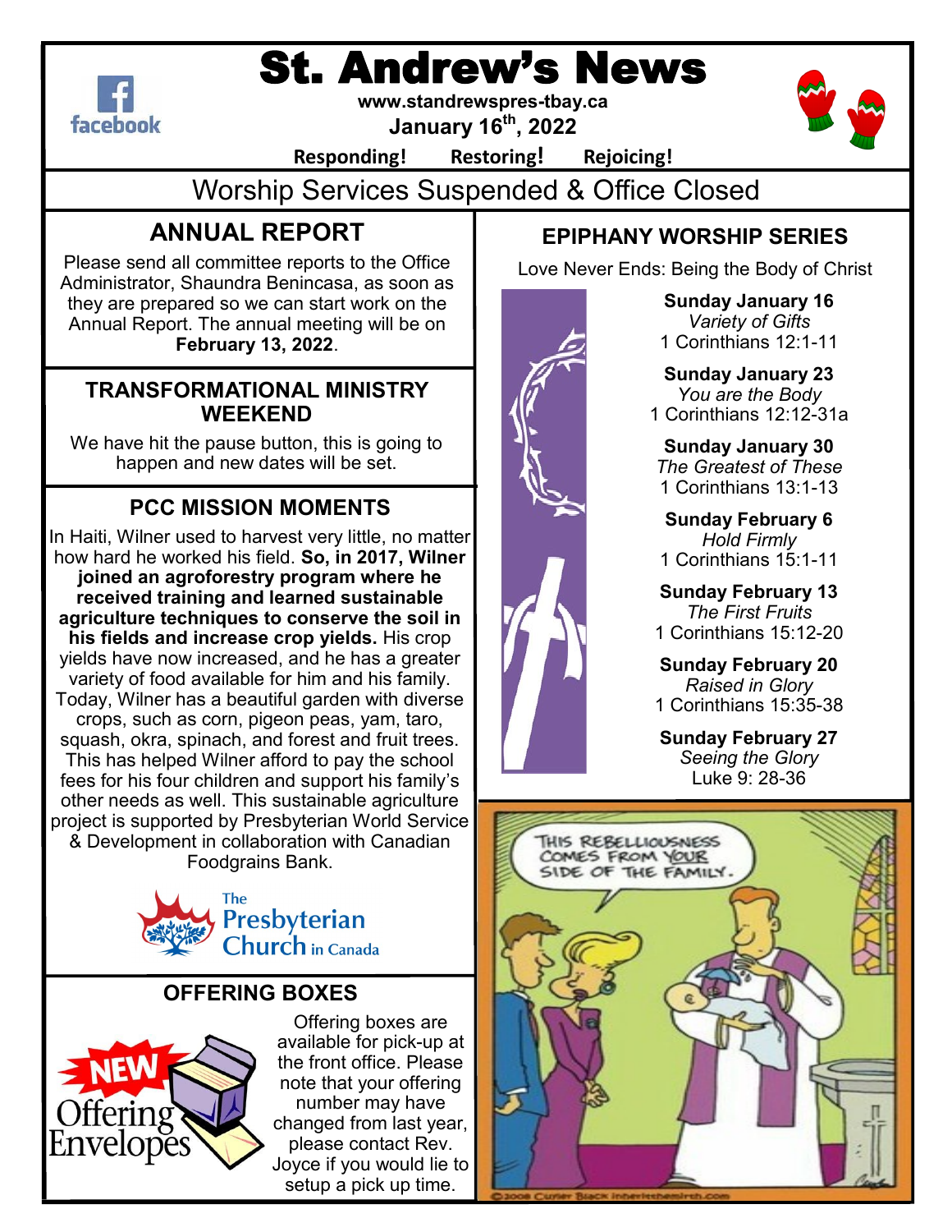# St. Andrew's News

www.standrewspres-tbay.ca

**January 16th, 2022**

**Responding! Restoring! Rejoicing!**

## Worship Services Suspended & Office Closed

## ANNUAL REPORT

Please send all committee reports to the Office Administrator, Shaundra Benincasa, as soon as they are prepared so we can start work on the Annual Report. The annual meeting will be on **February 13, 2022**.

## TRANSFORMATIONAL MINISTRY WEEKEND

We have hit the pause button, this is going to happen and new dates will be set.

## PCC MISSION MOMENTS

In Haiti, Wilner used to harvest very little, no matter how hard he worked his field. **So, in 2017, Wilner joined an agroforestry program where he received training and learned sustainable agriculture techniques to conserve the soil in his fields and increase crop yields.** His crop yields have now increased, and he has a greater variety of food available for him and his family. Today, Wilner has a beautiful garden with diverse crops, such as corn, pigeon peas, yam, taro, squash, okra, spinach, and forest and fruit trees. This has helped Wilner afford to pay the school fees for his four children and support his family's other needs as well. This sustainable agriculture project is supported by Presbyterian World Service & Development in collaboration with Canadian Foodgrains Bank.

The Presbyterian Church in Canada

## OFFERING BOXES

NEW Offering Envelopes

Offering boxes are available for pick-up at the front office. Please note that your offering number may have changed from last year, please contact Rev. Joyce if you would lie to setup a pick up time.

## EPIPHANY WORSHIP SERIES

Love Never Ends: Being the Body of Christ

**Sunday January 16**
*Variety of Gifts*
1 Corinthians 12:1-11

**Sunday January 23**
*You are the Body*
1 Corinthians 12:12-31a

**Sunday January 30**
*The Greatest of These*
1 Corinthians 13:1-13

**Sunday February 6**
*Hold Firmly*
1 Corinthians 15:1-11

**Sunday February 13**
*The First Fruits*
1 Corinthians 15:12-20

**Sunday February 20**
*Raised in Glory*
1 Corinthians 15:35-38

**Sunday February 27**
*Seeing the Glory*
Luke 9: 28-36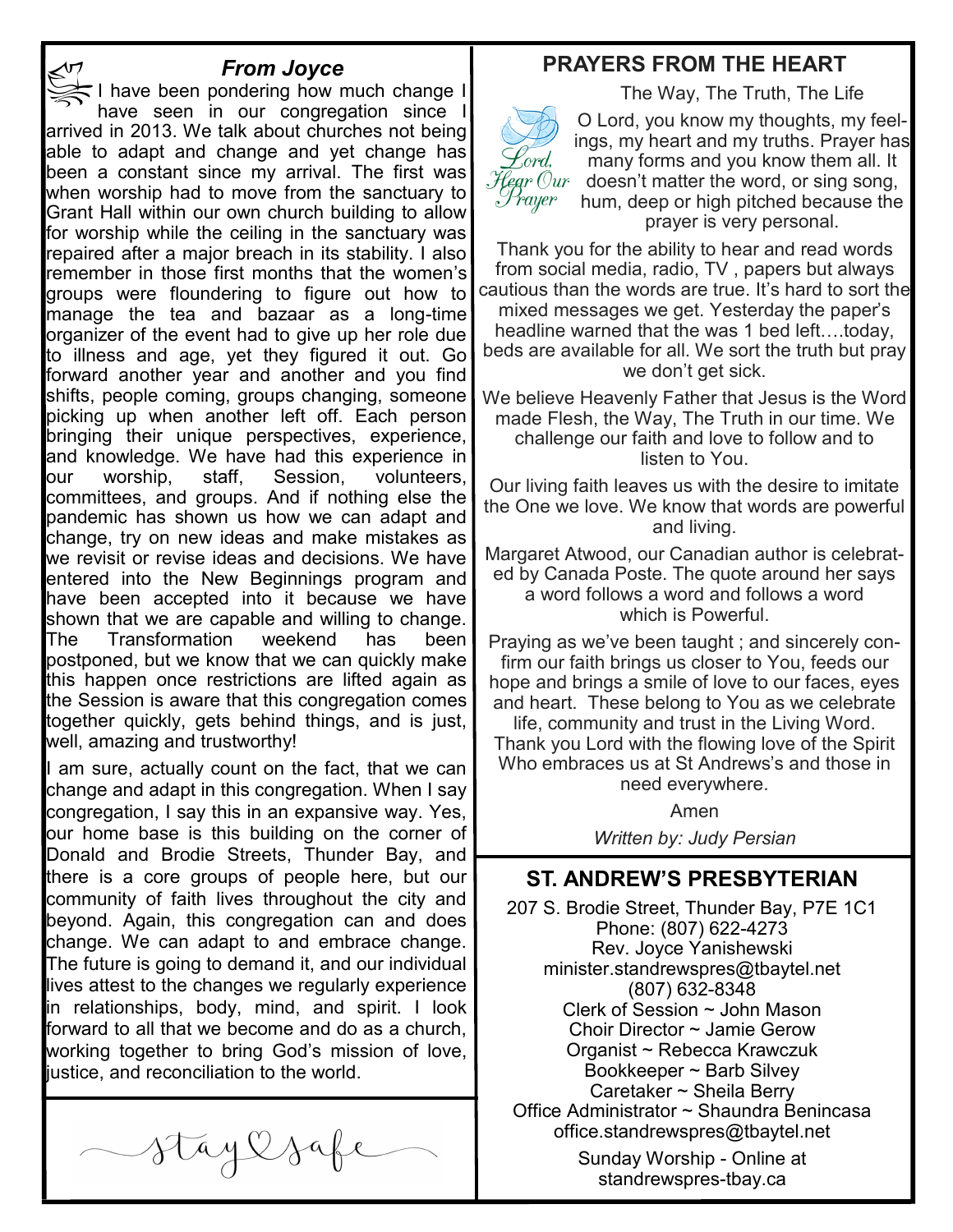## *From Joyce*

I have been pondering how much change I have seen in our congregation since I arrived in 2013. We talk about churches not being able to adapt and change and yet change has been a constant since my arrival. The first was when worship had to move from the sanctuary to Grant Hall within our own church building to allow for worship while the ceiling in the sanctuary was repaired after a major breach in its stability. I also remember in those first months that the women's groups were floundering to figure out how to manage the tea and bazaar as a long-time organizer of the event had to give up her role due to illness and age, yet they figured it out. Go forward another year and another and you find shifts, people coming, groups changing, someone picking up when another left off. Each person bringing their unique perspectives, experience, and knowledge. We have had this experience in our worship, staff, Session, volunteers, committees, and groups. And if nothing else the pandemic has shown us how we can adapt and change, try on new ideas and make mistakes as we revisit or revise ideas and decisions. We have entered into the New Beginnings program and have been accepted into it because we have shown that we are capable and willing to change. The Transformation weekend has been postponed, but we know that we can quickly make this happen once restrictions are lifted again as the Session is aware that this congregation comes together quickly, gets behind things, and is just, well, amazing and trustworthy!

I am sure, actually count on the fact, that we can change and adapt in this congregation. When I say congregation, I say this in an expansive way. Yes, our home base is this building on the corner of Donald and Brodie Streets, Thunder Bay, and there is a core groups of people here, but our community of faith lives throughout the city and beyond. Again, this congregation can and does change. We can adapt to and embrace change. The future is going to demand it, and our individual lives attest to the changes we regularly experience in relationships, body, mind, and spirit. I look forward to all that we become and do as a church, working together to bring God's mission of love, justice, and reconciliation to the world.

Stay Safe

## PRAYERS FROM THE HEART

The Way, The Truth, The Life

Lord, Hear Our Prayer

O Lord, you know my thoughts, my feelings, my heart and my truths. Prayer has many forms and you know them all. It doesn't matter the word, or sing song, hum, deep or high pitched because the prayer is very personal.

Thank you for the ability to hear and read words from social media, radio, TV , papers but always cautious than the words are true. It's hard to sort the mixed messages we get. Yesterday the paper's headline warned that the was 1 bed left….today, beds are available for all. We sort the truth but pray we don't get sick.

We believe Heavenly Father that Jesus is the Word made Flesh, the Way, The Truth in our time. We challenge our faith and love to follow and to listen to You.

Our living faith leaves us with the desire to imitate the One we love. We know that words are powerful and living.

Margaret Atwood, our Canadian author is celebrated by Canada Poste. The quote around her says a word follows a word and follows a word which is Powerful.

Praying as we've been taught ; and sincerely confirm our faith brings us closer to You, feeds our hope and brings a smile of love to our faces, eyes and heart. These belong to You as we celebrate life, community and trust in the Living Word. Thank you Lord with the flowing love of the Spirit Who embraces us at St Andrews's and those in need everywhere.

Amen

*Written by: Judy Persian*

## ST. ANDREW'S PRESBYTERIAN

207 S. Brodie Street, Thunder Bay, P7E 1C1
Phone: (807) 622-4273
Rev. Joyce Yanishewski
minister.standrewspres@tbaytel.net
(807) 632-8348
Clerk of Session ~ John Mason
Choir Director ~ Jamie Gerow
Organist ~ Rebecca Krawczuk
Bookkeeper ~ Barb Silvey
Caretaker ~ Sheila Berry
Office Administrator ~ Shaundra Benincasa
office.standrewspres@tbaytel.net

Sunday Worship - Online at
standrewspres-tbay.ca